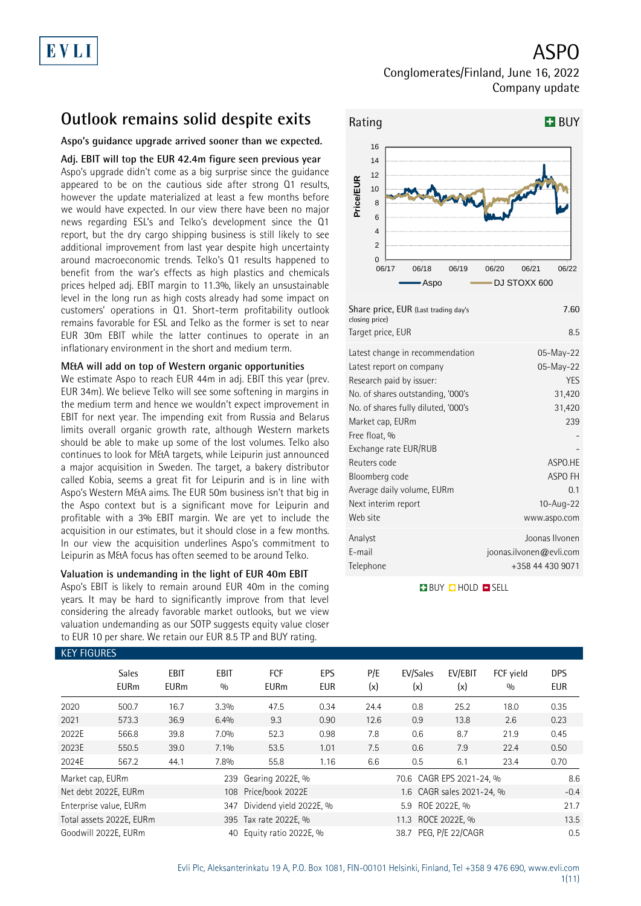EVLI

# ASPO

Conglomerates/Finland, June 16, 2022
Company update

## Outlook remains solid despite exits

**Aspo's guidance upgrade arrived sooner than we expected.**

### Adj. EBIT will top the EUR 42.4m figure seen previous year

Aspo's upgrade didn't come as a big surprise since the guidance appeared to be on the cautious side after strong Q1 results, however the update materialized at least a few months before we would have expected. In our view there have been no major news regarding ESL's and Telko's development since the Q1 report, but the dry cargo shipping business is still likely to see additional improvement from last year despite high uncertainty around macroeconomic trends. Telko's Q1 results happened to benefit from the war's effects as high plastics and chemicals prices helped adj. EBIT margin to 11.3%, likely an unsustainable level in the long run as high costs already had some impact on customers' operations in Q1. Short-term profitability outlook remains favorable for ESL and Telko as the former is set to near EUR 30m EBIT while the latter continues to operate in an inflationary environment in the short and medium term.

### M&A will add on top of Western organic opportunities

We estimate Aspo to reach EUR 44m in adj. EBIT this year (prev. EUR 34m). We believe Telko will see some softening in margins in the medium term and hence we wouldn't expect improvement in EBIT for next year. The impending exit from Russia and Belarus limits overall organic growth rate, although Western markets should be able to make up some of the lost volumes. Telko also continues to look for M&A targets, while Leipurin just announced a major acquisition in Sweden. The target, a bakery distributor called Kobia, seems a great fit for Leipurin and is in line with Aspo's Western M&A aims. The EUR 50m business isn't that big in the Aspo context but is a significant move for Leipurin and profitable with a 3% EBIT margin. We are yet to include the acquisition in our estimates, but it should close in a few months. In our view the acquisition underlines Aspo's commitment to Leipurin as M&A focus has often seemed to be around Telko.

### Valuation is undemanding in the light of EUR 40m EBIT

Aspo's EBIT is likely to remain around EUR 40m in the coming years. It may be hard to significantly improve from that level considering the already favorable market outlooks, but we view valuation undemanding as our SOTP suggests equity value closer to EUR 10 per share. We retain our EUR 8.5 TP and BUY rating.

**Rating: BUY**

| | |
|---|---|
| Share price, EUR (Last trading day's closing price) | 7.60 |
| Target price, EUR | 8.5 |
| Latest change in recommendation | 05-May-22 |
| Latest report on company | 05-May-22 |
| Research paid by issuer: | YES |
| No. of shares outstanding, '000's | 31,420 |
| No. of shares fully diluted, '000's | 31,420 |
| Market cap, EURm | 239 |
| Free float, % | - |
| Exchange rate EUR/RUB | - |
| Reuters code | ASPO.HE |
| Bloomberg code | ASPO FH |
| Average daily volume, EURm | 0.1 |
| Next interim report | 10-Aug-22 |
| Web site | www.aspo.com |
| Analyst | Joonas Ilvonen |
| E-mail | joonas.ilvonen@evli.com |
| Telephone | +358 44 430 9071 |

BUY HOLD SELL

### KEY FIGURES

| | Sales EURm | EBIT EURm | EBIT % | FCF EURm | EPS EUR | P/E (x) | EV/Sales (x) | EV/EBIT (x) | FCF yield % | DPS EUR |
|---|---|---|---|---|---|---|---|---|---|---|
| 2020 | 500.7 | 16.7 | 3.3% | 47.5 | 0.34 | 24.4 | 0.8 | 25.2 | 18.0 | 0.35 |
| 2021 | 573.3 | 36.9 | 6.4% | 9.3 | 0.90 | 12.6 | 0.9 | 13.8 | 2.6 | 0.23 |
| 2022E | 566.8 | 39.8 | 7.0% | 52.3 | 0.98 | 7.8 | 0.6 | 8.7 | 21.9 | 0.45 |
| 2023E | 550.5 | 39.0 | 7.1% | 53.5 | 1.01 | 7.5 | 0.6 | 7.9 | 22.4 | 0.50 |
| 2024E | 567.2 | 44.1 | 7.8% | 55.8 | 1.16 | 6.6 | 0.5 | 6.1 | 23.4 | 0.70 |

| | | | | | |
|---|---|---|---|---|---|
| Market cap, EURm | 239 | Gearing 2022E, % | 70.6 | CAGR EPS 2021-24, % | 8.6 |
| Net debt 2022E, EURm | 108 | Price/book 2022E | 1.6 | CAGR sales 2021-24, % | -0.4 |
| Enterprise value, EURm | 347 | Dividend yield 2022E, % | 5.9 | ROE 2022E, % | 21.7 |
| Total assets 2022E, EURm | 395 | Tax rate 2022E, % | 11.3 | ROCE 2022E, % | 13.5 |
| Goodwill 2022E, EURm | 40 | Equity ratio 2022E, % | 38.7 | PEG, P/E 22/CAGR | 0.5 |

Evli Plc, Aleksanterinkatu 19 A, P.O. Box 1081, FIN-00101 Helsinki, Finland, Tel +358 9 476 690, www.evli.com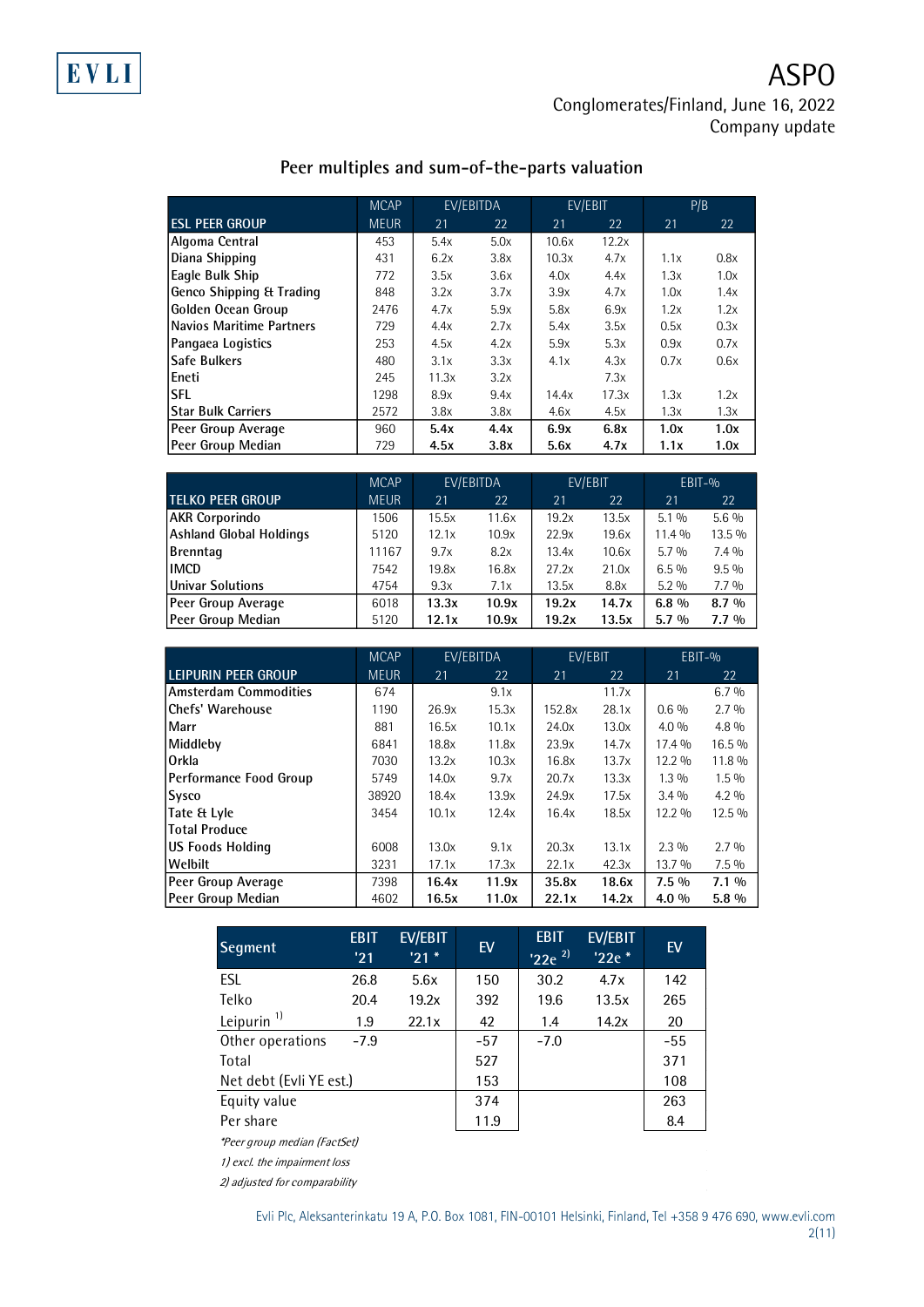## Peer multiples and sum-of-the-parts valuation

| ESL PEER GROUP | MCAP MEUR | EV/EBITDA 21 | EV/EBITDA 22 | EV/EBIT 21 | EV/EBIT 22 | P/B 21 | P/B 22 |
|---|---|---|---|---|---|---|---|
| Algoma Central | 453 | 5.4x | 5.0x | 10.6x | 12.2x | | |
| Diana Shipping | 431 | 6.2x | 3.8x | 10.3x | 4.7x | 1.1x | 0.8x |
| Eagle Bulk Ship | 772 | 3.5x | 3.6x | 4.0x | 4.4x | 1.3x | 1.0x |
| Genco Shipping & Trading | 848 | 3.2x | 3.7x | 3.9x | 4.7x | 1.0x | 1.4x |
| Golden Ocean Group | 2476 | 4.7x | 5.9x | 5.8x | 6.9x | 1.2x | 1.2x |
| Navios Maritime Partners | 729 | 4.4x | 2.7x | 5.4x | 3.5x | 0.5x | 0.3x |
| Pangaea Logistics | 253 | 4.5x | 4.2x | 5.9x | 5.3x | 0.9x | 0.7x |
| Safe Bulkers | 480 | 3.1x | 3.3x | 4.1x | 4.3x | 0.7x | 0.6x |
| Eneti | 245 | 11.3x | 3.2x | | 7.3x | | |
| SFL | 1298 | 8.9x | 9.4x | 14.4x | 17.3x | 1.3x | 1.2x |
| Star Bulk Carriers | 2572 | 3.8x | 3.8x | 4.6x | 4.5x | 1.3x | 1.3x |
| Peer Group Average | 960 | **5.4x** | **4.4x** | **6.9x** | **6.8x** | **1.0x** | **1.0x** |
| Peer Group Median | 729 | **4.5x** | **3.8x** | **5.6x** | **4.7x** | **1.1x** | **1.0x** |

| TELKO PEER GROUP | MCAP MEUR | EV/EBITDA 21 | EV/EBITDA 22 | EV/EBIT 21 | EV/EBIT 22 | EBIT-% 21 | EBIT-% 22 |
|---|---|---|---|---|---|---|---|
| AKR Corporindo | 1506 | 15.5x | 11.6x | 19.2x | 13.5x | 5.1 % | 5.6 % |
| Ashland Global Holdings | 5120 | 12.1x | 10.9x | 22.9x | 19.6x | 11.4 % | 13.5 % |
| Brenntag | 11167 | 9.7x | 8.2x | 13.4x | 10.6x | 5.7 % | 7.4 % |
| IMCD | 7542 | 19.8x | 16.8x | 27.2x | 21.0x | 6.5 % | 9.5 % |
| Univar Solutions | 4754 | 9.3x | 7.1x | 13.5x | 8.8x | 5.2 % | 7.7 % |
| Peer Group Average | 6018 | **13.3x** | **10.9x** | **19.2x** | **14.7x** | **6.8 %** | **8.7 %** |
| Peer Group Median | 5120 | **12.1x** | **10.9x** | **19.2x** | **13.5x** | **5.7 %** | **7.7 %** |

| LEIPURIN PEER GROUP | MCAP MEUR | EV/EBITDA 21 | EV/EBITDA 22 | EV/EBIT 21 | EV/EBIT 22 | EBIT-% 21 | EBIT-% 22 |
|---|---|---|---|---|---|---|---|
| Amsterdam Commodities | 674 | | 9.1x | | 11.7x | | 6.7 % |
| Chefs' Warehouse | 1190 | 26.9x | 15.3x | 152.8x | 28.1x | 0.6 % | 2.7 % |
| Marr | 881 | 16.5x | 10.1x | 24.0x | 13.0x | 4.0 % | 4.8 % |
| Middleby | 6841 | 18.8x | 11.8x | 23.9x | 14.7x | 17.4 % | 16.5 % |
| Orkla | 7030 | 13.2x | 10.3x | 16.8x | 13.7x | 12.2 % | 11.8 % |
| Performance Food Group | 5749 | 14.0x | 9.7x | 20.7x | 13.3x | 1.3 % | 1.5 % |
| Sysco | 38920 | 18.4x | 13.9x | 24.9x | 17.5x | 3.4 % | 4.2 % |
| Tate & Lyle | 3454 | 10.1x | 12.4x | 16.4x | 18.5x | 12.2 % | 12.5 % |
| Total Produce | | | | | | | |
| US Foods Holding | 6008 | 13.0x | 9.1x | 20.3x | 13.1x | 2.3 % | 2.7 % |
| Welbilt | 3231 | 17.1x | 17.3x | 22.1x | 42.3x | 13.7 % | 7.5 % |
| Peer Group Average | 7398 | **16.4x** | **11.9x** | **35.8x** | **18.6x** | **7.5 %** | **7.1 %** |
| Peer Group Median | 4602 | **16.5x** | **11.0x** | **22.1x** | **14.2x** | **4.0 %** | **5.8 %** |

| Segment | EBIT '21 | EV/EBIT '21 * | EV | EBIT '22e [2] | EV/EBIT '22e * | EV |
|---|---|---|---|---|---|---|
| ESL | 26.8 | 5.6x | 150 | 30.2 | 4.7x | 142 |
| Telko | 20.4 | 19.2x | 392 | 19.6 | 13.5x | 265 |
| Leipurin [1] | 1.9 | 22.1x | 42 | 1.4 | 14.2x | 20 |
| Other operations | -7.9 | | -57 | -7.0 | | -55 |
| Total | | | 527 | | | 371 |
| Net debt (Evli YE est.) | | | 153 | | | 108 |
| Equity value | | | 374 | | | 263 |
| Per share | | | 11.9 | | | 8.4 |

*\*Peer group median (FactSet)*

*1) excl. the impairment loss*

*2) adjusted for comparability*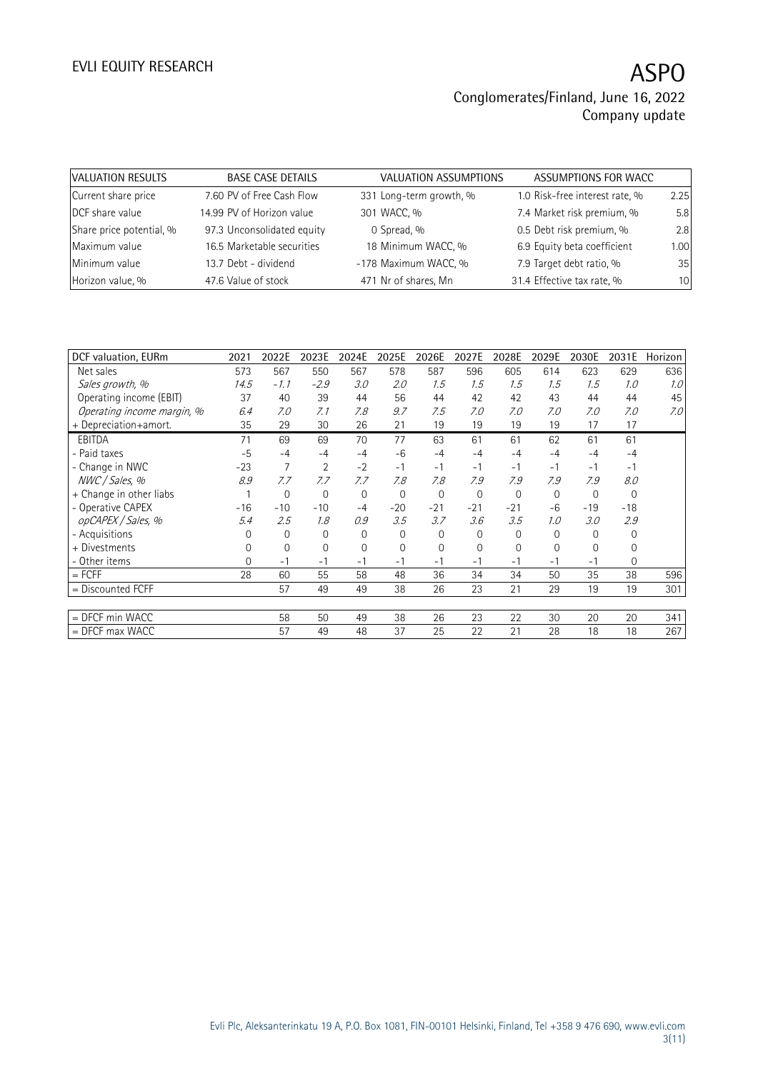| VALUATION RESULTS | BASE CASE DETAILS | | VALUATION ASSUMPTIONS | | ASSUMPTIONS FOR WACC | |
|---|---|---|---|---|---|---|
| Current share price | 7.60 | PV of Free Cash Flow | 331 | Long-term growth, % | 1.0 | Risk-free interest rate, % | 2.25 |
| DCF share value | 14.99 | PV of Horizon value | 301 | WACC, % | 7.4 | Market risk premium, % | 5.8 |
| Share price potential, % | 97.3 | Unconsolidated equity | 0 | Spread, % | 0.5 | Debt risk premium, % | 2.8 |
| Maximum value | 16.5 | Marketable securities | 18 | Minimum WACC, % | 6.9 | Equity beta coefficient | 1.00 |
| Minimum value | 13.7 | Debt - dividend | -178 | Maximum WACC, % | 7.9 | Target debt ratio, % | 35 |
| Horizon value, % | 47.6 | Value of stock | 471 | Nr of shares, Mn | 31.4 | Effective tax rate, % | 10 |

| DCF valuation, EURm | 2021 | 2022E | 2023E | 2024E | 2025E | 2026E | 2027E | 2028E | 2029E | 2030E | 2031E | Horizon |
|---|---|---|---|---|---|---|---|---|---|---|---|---|
| Net sales | 573 | 567 | 550 | 567 | 578 | 587 | 596 | 605 | 614 | 623 | 629 | 636 |
| *Sales growth, %* | *14.5* | *-1.1* | *-2.9* | *3.0* | *2.0* | *1.5* | *1.5* | *1.5* | *1.5* | *1.5* | *1.0* | *1.0* |
| Operating income (EBIT) | 37 | 40 | 39 | 44 | 56 | 44 | 42 | 42 | 43 | 44 | 44 | 45 |
| *Operating income margin, %* | *6.4* | *7.0* | *7.1* | *7.8* | *9.7* | *7.5* | *7.0* | *7.0* | *7.0* | *7.0* | *7.0* | *7.0* |
| + Depreciation+amort. | 35 | 29 | 30 | 26 | 21 | 19 | 19 | 19 | 19 | 17 | 17 | |
| EBITDA | 71 | 69 | 69 | 70 | 77 | 63 | 61 | 61 | 62 | 61 | 61 | |
| - Paid taxes | -5 | -4 | -4 | -4 | -6 | -4 | -4 | -4 | -4 | -4 | -4 | |
| - Change in NWC | -23 | 7 | 2 | -2 | -1 | -1 | -1 | -1 | -1 | -1 | -1 | |
| *NWC / Sales, %* | *8.9* | *7.7* | *7.7* | *7.7* | *7.8* | *7.8* | *7.9* | *7.9* | *7.9* | *7.9* | *8.0* | |
| + Change in other liabs | 1 | 0 | 0 | 0 | 0 | 0 | 0 | 0 | 0 | 0 | 0 | |
| - Operative CAPEX | -16 | -10 | -10 | -4 | -20 | -21 | -21 | -21 | -6 | -19 | -18 | |
| *opCAPEX / Sales, %* | *5.4* | *2.5* | *1.8* | *0.9* | *3.5* | *3.7* | *3.6* | *3.5* | *1.0* | *3.0* | *2.9* | |
| - Acquisitions | 0 | 0 | 0 | 0 | 0 | 0 | 0 | 0 | 0 | 0 | 0 | |
| + Divestments | 0 | 0 | 0 | 0 | 0 | 0 | 0 | 0 | 0 | 0 | 0 | |
| - Other items | 0 | -1 | -1 | -1 | -1 | -1 | -1 | -1 | -1 | -1 | 0 | |
| = FCFF | 28 | 60 | 55 | 58 | 48 | 36 | 34 | 34 | 50 | 35 | 38 | 596 |
| = Discounted FCFF | | 57 | 49 | 49 | 38 | 26 | 23 | 21 | 29 | 19 | 19 | 301 |
| | | | | | | | | | | | | |
| = DFCF min WACC | | 58 | 50 | 49 | 38 | 26 | 23 | 22 | 30 | 20 | 20 | 341 |
| = DFCF max WACC | | 57 | 49 | 48 | 37 | 25 | 22 | 21 | 28 | 18 | 18 | 267 |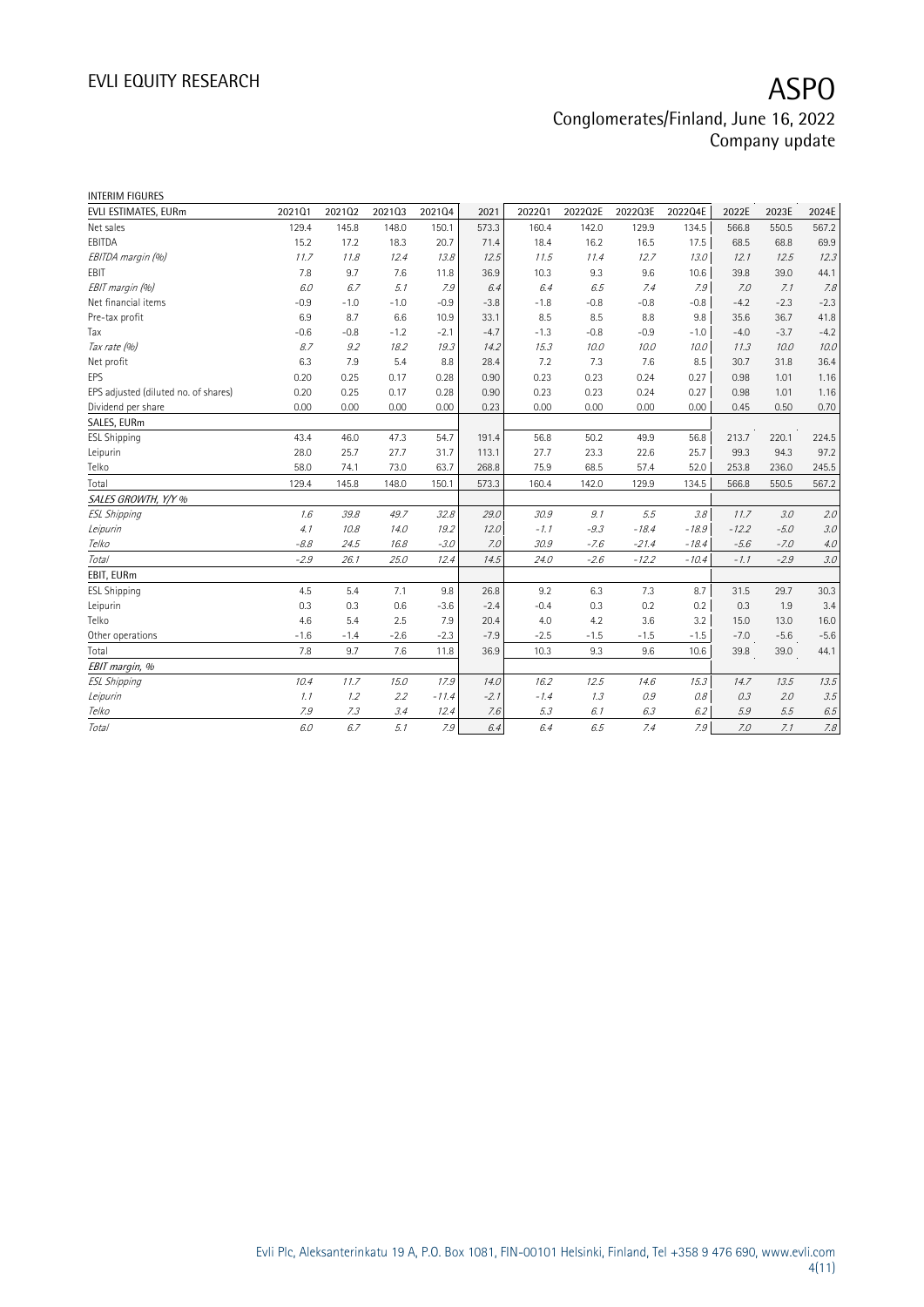INTERIM FIGURES

| EVLI ESTIMATES, EURm | 2021Q1 | 2021Q2 | 2021Q3 | 2021Q4 | 2021 | 2022Q1 | 2022Q2E | 2022Q3E | 2022Q4E | 2022E | 2023E | 2024E |
|---|---|---|---|---|---|---|---|---|---|---|---|---|
| Net sales | 129.4 | 145.8 | 148.0 | 150.1 | 573.3 | 160.4 | 142.0 | 129.9 | 134.5 | 566.8 | 550.5 | 567.2 |
| EBITDA | 15.2 | 17.2 | 18.3 | 20.7 | 71.4 | 18.4 | 16.2 | 16.5 | 17.5 | 68.5 | 68.8 | 69.9 |
| *EBITDA margin (%)* | *11.7* | *11.8* | *12.4* | *13.8* | *12.5* | *11.5* | *11.4* | *12.7* | *13.0* | *12.1* | *12.5* | *12.3* |
| EBIT | 7.8 | 9.7 | 7.6 | 11.8 | 36.9 | 10.3 | 9.3 | 9.6 | 10.6 | 39.8 | 39.0 | 44.1 |
| *EBIT margin (%)* | *6.0* | *6.7* | *5.1* | *7.9* | *6.4* | *6.4* | *6.5* | *7.4* | *7.9* | *7.0* | *7.1* | *7.8* |
| Net financial items | -0.9 | -1.0 | -1.0 | -0.9 | -3.8 | -1.8 | -0.8 | -0.8 | -0.8 | -4.2 | -2.3 | -2.3 |
| Pre-tax profit | 6.9 | 8.7 | 6.6 | 10.9 | 33.1 | 8.5 | 8.5 | 8.8 | 9.8 | 35.6 | 36.7 | 41.8 |
| Tax | -0.6 | -0.8 | -1.2 | -2.1 | -4.7 | -1.3 | -0.8 | -0.9 | -1.0 | -4.0 | -3.7 | -4.2 |
| *Tax rate (%)* | *8.7* | *9.2* | *18.2* | *19.3* | *14.2* | *15.3* | *10.0* | *10.0* | *10.0* | *11.3* | *10.0* | *10.0* |
| Net profit | 6.3 | 7.9 | 5.4 | 8.8 | 28.4 | 7.2 | 7.3 | 7.6 | 8.5 | 30.7 | 31.8 | 36.4 |
| EPS | 0.20 | 0.25 | 0.17 | 0.28 | 0.90 | 0.23 | 0.23 | 0.24 | 0.27 | 0.98 | 1.01 | 1.16 |
| EPS adjusted (diluted no. of shares) | 0.20 | 0.25 | 0.17 | 0.28 | 0.90 | 0.23 | 0.23 | 0.24 | 0.27 | 0.98 | 1.01 | 1.16 |
| Dividend per share | 0.00 | 0.00 | 0.00 | 0.00 | 0.23 | 0.00 | 0.00 | 0.00 | 0.00 | 0.45 | 0.50 | 0.70 |
| SALES, EURm | | | | | | | | | | | | |
| ESL Shipping | 43.4 | 46.0 | 47.3 | 54.7 | 191.4 | 56.8 | 50.2 | 49.9 | 56.8 | 213.7 | 220.1 | 224.5 |
| Leipurin | 28.0 | 25.7 | 27.7 | 31.7 | 113.1 | 27.7 | 23.3 | 22.6 | 25.7 | 99.3 | 94.3 | 97.2 |
| Telko | 58.0 | 74.1 | 73.0 | 63.7 | 268.8 | 75.9 | 68.5 | 57.4 | 52.0 | 253.8 | 236.0 | 245.5 |
| Total | 129.4 | 145.8 | 148.0 | 150.1 | 573.3 | 160.4 | 142.0 | 129.9 | 134.5 | 566.8 | 550.5 | 567.2 |
| *SALES GROWTH, Y/Y %* | | | | | | | | | | | | |
| *ESL Shipping* | *1.6* | *39.8* | *49.7* | *32.8* | *29.0* | *30.9* | *9.1* | *5.5* | *3.8* | *11.7* | *3.0* | *2.0* |
| *Leipurin* | *4.1* | *10.8* | *14.0* | *19.2* | *12.0* | *-1.1* | *-9.3* | *-18.4* | *-18.9* | *-12.2* | *-5.0* | *3.0* |
| *Telko* | *-8.8* | *24.5* | *16.8* | *-3.0* | *7.0* | *30.9* | *-7.6* | *-21.4* | *-18.4* | *-5.6* | *-7.0* | *4.0* |
| *Total* | *-2.9* | *26.1* | *25.0* | *12.4* | *14.5* | *24.0* | *-2.6* | *-12.2* | *-10.4* | *-1.1* | *-2.9* | *3.0* |
| EBIT, EURm | | | | | | | | | | | | |
| ESL Shipping | 4.5 | 5.4 | 7.1 | 9.8 | 26.8 | 9.2 | 6.3 | 7.3 | 8.7 | 31.5 | 29.7 | 30.3 |
| Leipurin | 0.3 | 0.3 | 0.6 | -3.6 | -2.4 | -0.4 | 0.3 | 0.2 | 0.2 | 0.3 | 1.9 | 3.4 |
| Telko | 4.6 | 5.4 | 2.5 | 7.9 | 20.4 | 4.0 | 4.2 | 3.6 | 3.2 | 15.0 | 13.0 | 16.0 |
| Other operations | -1.6 | -1.4 | -2.6 | -2.3 | -7.9 | -2.5 | -1.5 | -1.5 | -1.5 | -7.0 | -5.6 | -5.6 |
| Total | 7.8 | 9.7 | 7.6 | 11.8 | 36.9 | 10.3 | 9.3 | 9.6 | 10.6 | 39.8 | 39.0 | 44.1 |
| *EBIT margin, %* | | | | | | | | | | | | |
| *ESL Shipping* | *10.4* | *11.7* | *15.0* | *17.9* | *14.0* | *16.2* | *12.5* | *14.6* | *15.3* | *14.7* | *13.5* | *13.5* |
| *Leipurin* | *1.1* | *1.2* | *2.2* | *-11.4* | *-2.1* | *-1.4* | *1.3* | *0.9* | *0.8* | *0.3* | *2.0* | *3.5* |
| *Telko* | *7.9* | *7.3* | *3.4* | *12.4* | *7.6* | *5.3* | *6.1* | *6.3* | *6.2* | *5.9* | *5.5* | *6.5* |
| *Total* | *6.0* | *6.7* | *5.1* | *7.9* | *6.4* | *6.4* | *6.5* | *7.4* | *7.9* | *7.0* | *7.1* | *7.8* |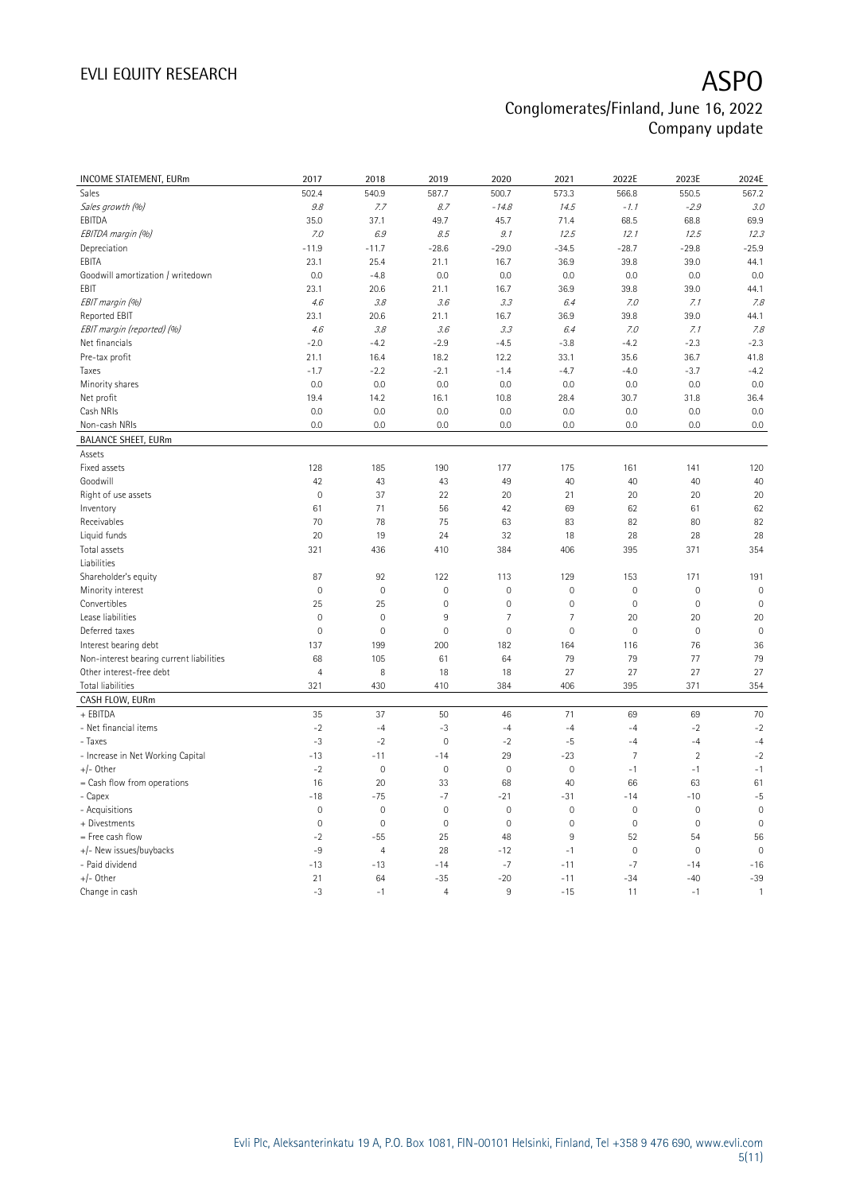| INCOME STATEMENT, EURm | 2017 | 2018 | 2019 | 2020 | 2021 | 2022E | 2023E | 2024E |
|---|---|---|---|---|---|---|---|---|
| Sales | 502.4 | 540.9 | 587.7 | 500.7 | 573.3 | 566.8 | 550.5 | 567.2 |
| *Sales growth (%)* | *9.8* | *7.7* | *8.7* | *-14.8* | *14.5* | *-1.1* | *-2.9* | *3.0* |
| EBITDA | 35.0 | 37.1 | 49.7 | 45.7 | 71.4 | 68.5 | 68.8 | 69.9 |
| *EBITDA margin (%)* | *7.0* | *6.9* | *8.5* | *9.1* | *12.5* | *12.1* | *12.5* | *12.3* |
| Depreciation | -11.9 | -11.7 | -28.6 | -29.0 | -34.5 | -28.7 | -29.8 | -25.9 |
| EBITA | 23.1 | 25.4 | 21.1 | 16.7 | 36.9 | 39.8 | 39.0 | 44.1 |
| Goodwill amortization / writedown | 0.0 | -4.8 | 0.0 | 0.0 | 0.0 | 0.0 | 0.0 | 0.0 |
| EBIT | 23.1 | 20.6 | 21.1 | 16.7 | 36.9 | 39.8 | 39.0 | 44.1 |
| *EBIT margin (%)* | *4.6* | *3.8* | *3.6* | *3.3* | *6.4* | *7.0* | *7.1* | *7.8* |
| Reported EBIT | 23.1 | 20.6 | 21.1 | 16.7 | 36.9 | 39.8 | 39.0 | 44.1 |
| *EBIT margin (reported) (%)* | *4.6* | *3.8* | *3.6* | *3.3* | *6.4* | *7.0* | *7.1* | *7.8* |
| Net financials | -2.0 | -4.2 | -2.9 | -4.5 | -3.8 | -4.2 | -2.3 | -2.3 |
| Pre-tax profit | 21.1 | 16.4 | 18.2 | 12.2 | 33.1 | 35.6 | 36.7 | 41.8 |
| Taxes | -1.7 | -2.2 | -2.1 | -1.4 | -4.7 | -4.0 | -3.7 | -4.2 |
| Minority shares | 0.0 | 0.0 | 0.0 | 0.0 | 0.0 | 0.0 | 0.0 | 0.0 |
| Net profit | 19.4 | 14.2 | 16.1 | 10.8 | 28.4 | 30.7 | 31.8 | 36.4 |
| Cash NRIs | 0.0 | 0.0 | 0.0 | 0.0 | 0.0 | 0.0 | 0.0 | 0.0 |
| Non-cash NRIs | 0.0 | 0.0 | 0.0 | 0.0 | 0.0 | 0.0 | 0.0 | 0.0 |
| **BALANCE SHEET, EURm** | | | | | | | | |
| Assets | | | | | | | | |
| Fixed assets | 128 | 185 | 190 | 177 | 175 | 161 | 141 | 120 |
| Goodwill | 42 | 43 | 43 | 49 | 40 | 40 | 40 | 40 |
| Right of use assets | 0 | 37 | 22 | 20 | 21 | 20 | 20 | 20 |
| Inventory | 61 | 71 | 56 | 42 | 69 | 62 | 61 | 62 |
| Receivables | 70 | 78 | 75 | 63 | 83 | 82 | 80 | 82 |
| Liquid funds | 20 | 19 | 24 | 32 | 18 | 28 | 28 | 28 |
| Total assets | 321 | 436 | 410 | 384 | 406 | 395 | 371 | 354 |
| Liabilities | | | | | | | | |
| Shareholder's equity | 87 | 92 | 122 | 113 | 129 | 153 | 171 | 191 |
| Minority interest | 0 | 0 | 0 | 0 | 0 | 0 | 0 | 0 |
| Convertibles | 25 | 25 | 0 | 0 | 0 | 0 | 0 | 0 |
| Lease liabilities | 0 | 0 | 9 | 7 | 7 | 20 | 20 | 20 |
| Deferred taxes | 0 | 0 | 0 | 0 | 0 | 0 | 0 | 0 |
| Interest bearing debt | 137 | 199 | 200 | 182 | 164 | 116 | 76 | 36 |
| Non-interest bearing current liabilities | 68 | 105 | 61 | 64 | 79 | 79 | 77 | 79 |
| Other interest-free debt | 4 | 8 | 18 | 18 | 27 | 27 | 27 | 27 |
| Total liabilities | 321 | 430 | 410 | 384 | 406 | 395 | 371 | 354 |
| **CASH FLOW, EURm** | | | | | | | | |
| + EBITDA | 35 | 37 | 50 | 46 | 71 | 69 | 69 | 70 |
| - Net financial items | -2 | -4 | -3 | -4 | -4 | -4 | -2 | -2 |
| - Taxes | -3 | -2 | 0 | -2 | -5 | -4 | -4 | -4 |
| - Increase in Net Working Capital | -13 | -11 | -14 | 29 | -23 | 7 | 2 | -2 |
| +/- Other | -2 | 0 | 0 | 0 | 0 | -1 | -1 | -1 |
| = Cash flow from operations | 16 | 20 | 33 | 68 | 40 | 66 | 63 | 61 |
| - Capex | -18 | -75 | -7 | -21 | -31 | -14 | -10 | -5 |
| - Acquisitions | 0 | 0 | 0 | 0 | 0 | 0 | 0 | 0 |
| + Divestments | 0 | 0 | 0 | 0 | 0 | 0 | 0 | 0 |
| = Free cash flow | -2 | -55 | 25 | 48 | 9 | 52 | 54 | 56 |
| +/- New issues/buybacks | -9 | 4 | 28 | -12 | -1 | 0 | 0 | 0 |
| - Paid dividend | -13 | -13 | -14 | -7 | -11 | -7 | -14 | -16 |
| +/- Other | 21 | 64 | -35 | -20 | -11 | -34 | -40 | -39 |
| Change in cash | -3 | -1 | 4 | 9 | -15 | 11 | -1 | 1 |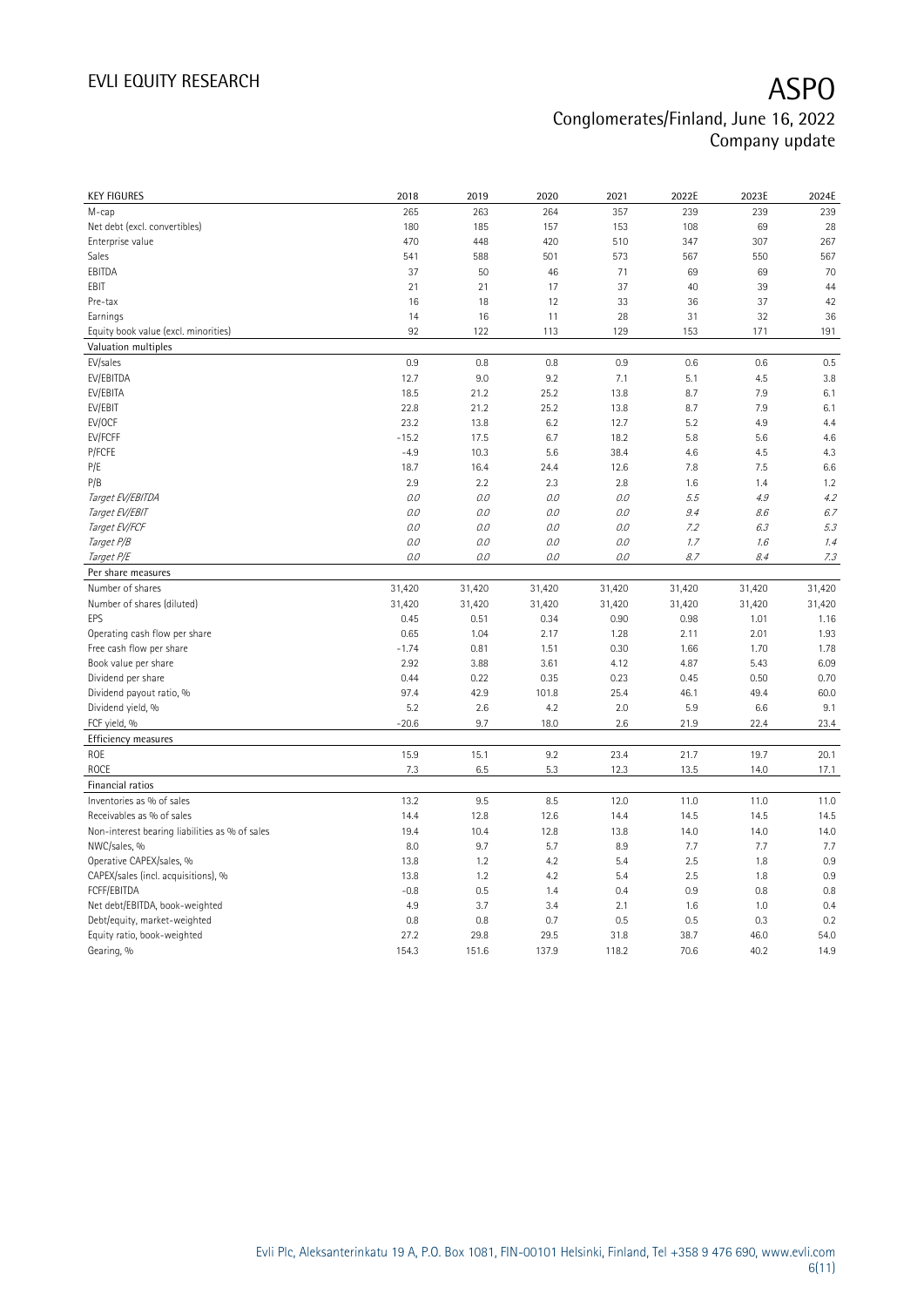| KEY FIGURES | 2018 | 2019 | 2020 | 2021 | 2022E | 2023E | 2024E |
|---|---|---|---|---|---|---|---|
| M-cap | 265 | 263 | 264 | 357 | 239 | 239 | 239 |
| Net debt (excl. convertibles) | 180 | 185 | 157 | 153 | 108 | 69 | 28 |
| Enterprise value | 470 | 448 | 420 | 510 | 347 | 307 | 267 |
| Sales | 541 | 588 | 501 | 573 | 567 | 550 | 567 |
| EBITDA | 37 | 50 | 46 | 71 | 69 | 69 | 70 |
| EBIT | 21 | 21 | 17 | 37 | 40 | 39 | 44 |
| Pre-tax | 16 | 18 | 12 | 33 | 36 | 37 | 42 |
| Earnings | 14 | 16 | 11 | 28 | 31 | 32 | 36 |
| Equity book value (excl. minorities) | 92 | 122 | 113 | 129 | 153 | 171 | 191 |
| **Valuation multiples** | | | | | | | |
| EV/sales | 0.9 | 0.8 | 0.8 | 0.9 | 0.6 | 0.6 | 0.5 |
| EV/EBITDA | 12.7 | 9.0 | 9.2 | 7.1 | 5.1 | 4.5 | 3.8 |
| EV/EBITA | 18.5 | 21.2 | 25.2 | 13.8 | 8.7 | 7.9 | 6.1 |
| EV/EBIT | 22.8 | 21.2 | 25.2 | 13.8 | 8.7 | 7.9 | 6.1 |
| EV/OCF | 23.2 | 13.8 | 6.2 | 12.7 | 5.2 | 4.9 | 4.4 |
| EV/FCFF | -15.2 | 17.5 | 6.7 | 18.2 | 5.8 | 5.6 | 4.6 |
| P/FCFE | -4.9 | 10.3 | 5.6 | 38.4 | 4.6 | 4.5 | 4.3 |
| P/E | 18.7 | 16.4 | 24.4 | 12.6 | 7.8 | 7.5 | 6.6 |
| P/B | 2.9 | 2.2 | 2.3 | 2.8 | 1.6 | 1.4 | 1.2 |
| *Target EV/EBITDA* | *0.0* | *0.0* | *0.0* | *0.0* | *5.5* | *4.9* | *4.2* |
| *Target EV/EBIT* | *0.0* | *0.0* | *0.0* | *0.0* | *9.4* | *8.6* | *6.7* |
| *Target EV/FCF* | *0.0* | *0.0* | *0.0* | *0.0* | *7.2* | *6.3* | *5.3* |
| *Target P/B* | *0.0* | *0.0* | *0.0* | *0.0* | *1.7* | *1.6* | *1.4* |
| *Target P/E* | *0.0* | *0.0* | *0.0* | *0.0* | *8.7* | *8.4* | *7.3* |
| **Per share measures** | | | | | | | |
| Number of shares | 31,420 | 31,420 | 31,420 | 31,420 | 31,420 | 31,420 | 31,420 |
| Number of shares (diluted) | 31,420 | 31,420 | 31,420 | 31,420 | 31,420 | 31,420 | 31,420 |
| EPS | 0.45 | 0.51 | 0.34 | 0.90 | 0.98 | 1.01 | 1.16 |
| Operating cash flow per share | 0.65 | 1.04 | 2.17 | 1.28 | 2.11 | 2.01 | 1.93 |
| Free cash flow per share | -1.74 | 0.81 | 1.51 | 0.30 | 1.66 | 1.70 | 1.78 |
| Book value per share | 2.92 | 3.88 | 3.61 | 4.12 | 4.87 | 5.43 | 6.09 |
| Dividend per share | 0.44 | 0.22 | 0.35 | 0.23 | 0.45 | 0.50 | 0.70 |
| Dividend payout ratio, % | 97.4 | 42.9 | 101.8 | 25.4 | 46.1 | 49.4 | 60.0 |
| Dividend yield, % | 5.2 | 2.6 | 4.2 | 2.0 | 5.9 | 6.6 | 9.1 |
| FCF yield, % | -20.6 | 9.7 | 18.0 | 2.6 | 21.9 | 22.4 | 23.4 |
| **Efficiency measures** | | | | | | | |
| ROE | 15.9 | 15.1 | 9.2 | 23.4 | 21.7 | 19.7 | 20.1 |
| ROCE | 7.3 | 6.5 | 5.3 | 12.3 | 13.5 | 14.0 | 17.1 |
| **Financial ratios** | | | | | | | |
| Inventories as % of sales | 13.2 | 9.5 | 8.5 | 12.0 | 11.0 | 11.0 | 11.0 |
| Receivables as % of sales | 14.4 | 12.8 | 12.6 | 14.4 | 14.5 | 14.5 | 14.5 |
| Non-interest bearing liabilities as % of sales | 19.4 | 10.4 | 12.8 | 13.8 | 14.0 | 14.0 | 14.0 |
| NWC/sales, % | 8.0 | 9.7 | 5.7 | 8.9 | 7.7 | 7.7 | 7.7 |
| Operative CAPEX/sales, % | 13.8 | 1.2 | 4.2 | 5.4 | 2.5 | 1.8 | 0.9 |
| CAPEX/sales (incl. acquisitions), % | 13.8 | 1.2 | 4.2 | 5.4 | 2.5 | 1.8 | 0.9 |
| FCFF/EBITDA | -0.8 | 0.5 | 1.4 | 0.4 | 0.9 | 0.8 | 0.8 |
| Net debt/EBITDA, book-weighted | 4.9 | 3.7 | 3.4 | 2.1 | 1.6 | 1.0 | 0.4 |
| Debt/equity, market-weighted | 0.8 | 0.8 | 0.7 | 0.5 | 0.5 | 0.3 | 0.2 |
| Equity ratio, book-weighted | 27.2 | 29.8 | 29.5 | 31.8 | 38.7 | 46.0 | 54.0 |
| Gearing, % | 154.3 | 151.6 | 137.9 | 118.2 | 70.6 | 40.2 | 14.9 |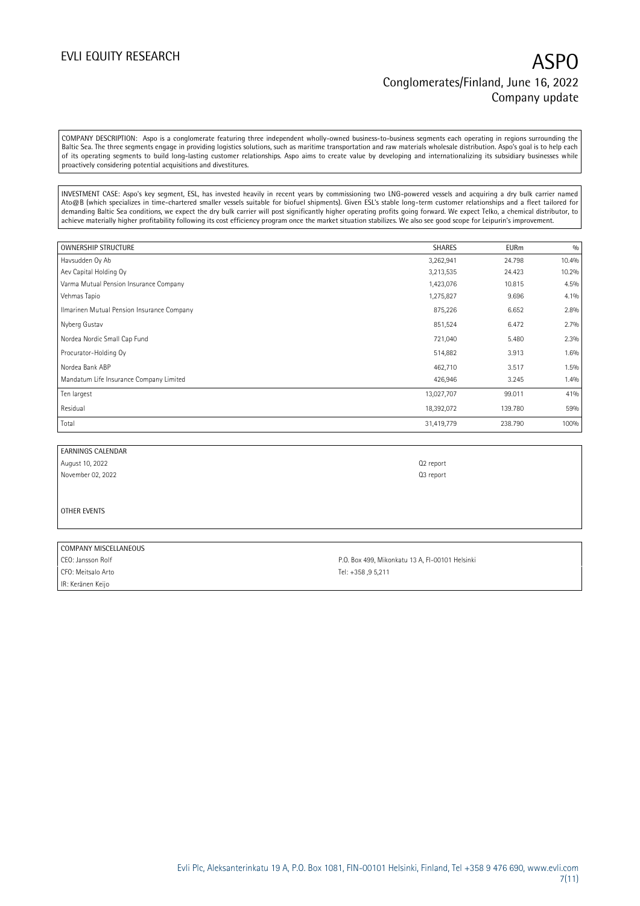COMPANY DESCRIPTION: Aspo is a conglomerate featuring three independent wholly-owned business-to-business segments each operating in regions surrounding the Baltic Sea. The three segments engage in providing logistics solutions, such as maritime transportation and raw materials wholesale distribution. Aspo's goal is to help each of its operating segments to build long-lasting customer relationships. Aspo aims to create value by developing and internationalizing its subsidiary businesses while proactively considering potential acquisitions and divestitures.

INVESTMENT CASE: Aspo's key segment, ESL, has invested heavily in recent years by commissioning two LNG-powered vessels and acquiring a dry bulk carrier named Ato@B (which specializes in time-chartered smaller vessels suitable for biofuel shipments). Given ESL's stable long-term customer relationships and a fleet tailored for demanding Baltic Sea conditions, we expect the dry bulk carrier will post significantly higher operating profits going forward. We expect Telko, a chemical distributor, to achieve materially higher profitability following its cost efficiency program once the market situation stabilizes. We also see good scope for Leipurin's improvement.

| OWNERSHIP STRUCTURE | SHARES | EURm | % |
|---|---|---|---|
| Havsudden Oy Ab | 3,262,941 | 24.798 | 10.4% |
| Aev Capital Holding Oy | 3,213,535 | 24.423 | 10.2% |
| Varma Mutual Pension Insurance Company | 1,423,076 | 10.815 | 4.5% |
| Vehmas Tapio | 1,275,827 | 9.696 | 4.1% |
| Ilmarinen Mutual Pension Insurance Company | 875,226 | 6.652 | 2.8% |
| Nyberg Gustav | 851,524 | 6.472 | 2.7% |
| Nordea Nordic Small Cap Fund | 721,040 | 5.480 | 2.3% |
| Procurator-Holding Oy | 514,882 | 3.913 | 1.6% |
| Nordea Bank ABP | 462,710 | 3.517 | 1.5% |
| Mandatum Life Insurance Company Limited | 426,946 | 3.245 | 1.4% |
| Ten largest | 13,027,707 | 99.011 | 41% |
| Residual | 18,392,072 | 139.780 | 59% |
| Total | 31,419,779 | 238.790 | 100% |

| EARNINGS CALENDAR | |
|---|---|
| August 10, 2022 | Q2 report |
| November 02, 2022 | Q3 report |

OTHER EVENTS

| COMPANY MISCELLANEOUS | |
|---|---|
| CEO: Jansson Rolf | P.O. Box 499, Mikonkatu 13 A, FI-00101 Helsinki |
| CFO: Meitsalo Arto | Tel: +358 ,9 5,211 |
| IR: Keränen Keijo | |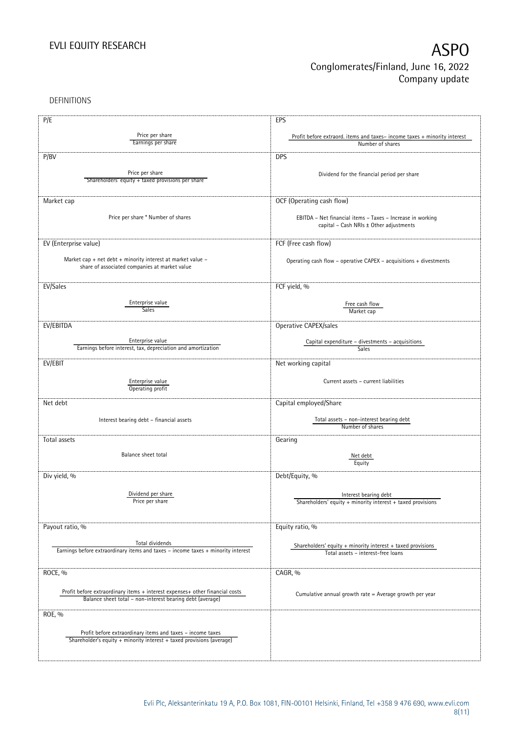DEFINITIONS

| P/E | EPS |
|---|---|
| $\frac{\text{Price per share}}{\text{Earnings per share}}$ | $\frac{\text{Profit before extraord. items and taxes– income taxes + minority interest}}{\text{Number of shares}}$ |
| **P/BV** | **DPS** |
| $\frac{\text{Price per share}}{\text{Shareholders' equity + taxed provisions per share}}$ | Dividend for the financial period per share |
| **Market cap** | **OCF (Operating cash flow)** |
| Price per share * Number of shares | EBITDA – Net financial items – Taxes – Increase in working capital – Cash NRIs ± Other adjustments |
| **EV (Enterprise value)** | **FCF (Free cash flow)** |
| Market cap + net debt + minority interest at market value – share of associated companies at market value | Operating cash flow – operative CAPEX – acquisitions + divestments |
| **EV/Sales** | **FCF yield, %** |
| $\frac{\text{Enterprise value}}{\text{Sales}}$ | $\frac{\text{Free cash flow}}{\text{Market cap}}$ |
| **EV/EBITDA** | **Operative CAPEX/sales** |
| $\frac{\text{Enterprise value}}{\text{Earnings before interest, tax, depreciation and amortization}}$ | $\frac{\text{Capital expenditure – divestments – acquisitions}}{\text{Sales}}$ |
| **EV/EBIT** | **Net working capital** |
| $\frac{\text{Enterprise value}}{\text{Operating profit}}$ | Current assets – current liabilities |
| **Net debt** | **Capital employed/Share** |
| Interest bearing debt – financial assets | $\frac{\text{Total assets – non-interest bearing debt}}{\text{Number of shares}}$ |
| **Total assets** | **Gearing** |
| Balance sheet total | $\frac{\text{Net debt}}{\text{Equity}}$ |
| **Div yield, %** | **Debt/Equity, %** |
| $\frac{\text{Dividend per share}}{\text{Price per share}}$ | $\frac{\text{Interest bearing debt}}{\text{Shareholders' equity + minority interest + taxed provisions}}$ |
| **Payout ratio, %** | **Equity ratio, %** |
| $\frac{\text{Total dividends}}{\text{Earnings before extraordinary items and taxes – income taxes + minority interest}}$ | $\frac{\text{Shareholders' equity + minority interest + taxed provisions}}{\text{Total assets – interest-free loans}}$ |
| **ROCE, %** | **CAGR, %** |
| $\frac{\text{Profit before extraordinary items + interest expenses+ other financial costs}}{\text{Balance sheet total – non-interest bearing debt (average)}}$ | Cumulative annual growth rate = Average growth per year |
| **ROE, %** | |
| $\frac{\text{Profit before extraordinary items and taxes – income taxes}}{\text{Shareholder's equity + minority interest + taxed provisions (average)}}$ | |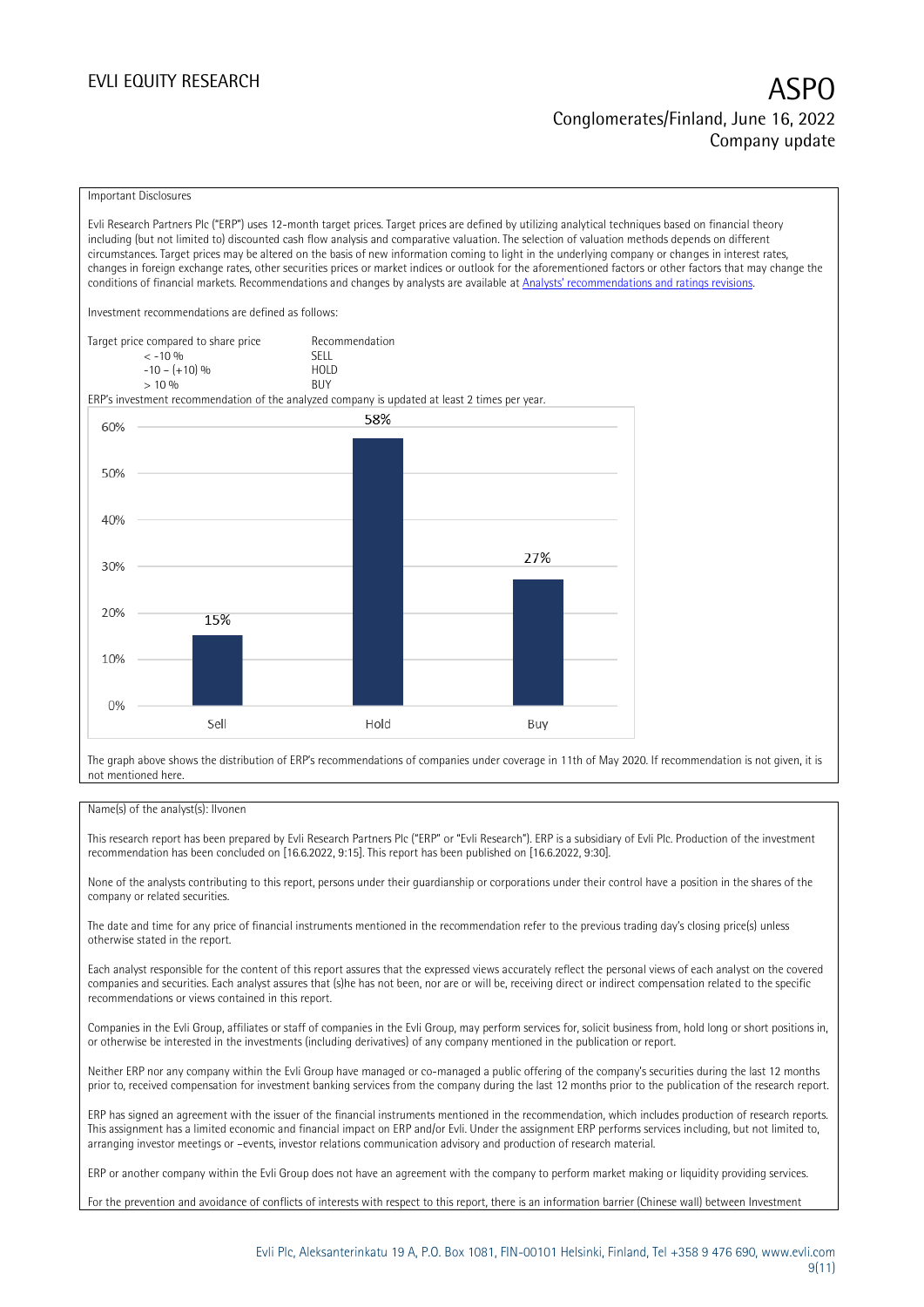Important Disclosures

Evli Research Partners Plc ("ERP") uses 12-month target prices. Target prices are defined by utilizing analytical techniques based on financial theory including (but not limited to) discounted cash flow analysis and comparative valuation. The selection of valuation methods depends on different circumstances. Target prices may be altered on the basis of new information coming to light in the underlying company or changes in interest rates, changes in foreign exchange rates, other securities prices or market indices or outlook for the aforementioned factors or other factors that may change the conditions of financial markets. Recommendations and changes by analysts are available at Analysts' recommendations and ratings revisions.

Investment recommendations are defined as follows:

| Target price compared to share price | Recommendation |
|---|---|
| < -10 % | SELL |
| -10 – (+10) % | HOLD |
| > 10 % | BUY |

ERP's investment recommendation of the analyzed company is updated at least 2 times per year.

| | Sell | Hold | Buy |
|---|---|---|---|
| Share | 15% | 58% | 27% |

The graph above shows the distribution of ERP's recommendations of companies under coverage in 11th of May 2020. If recommendation is not given, it is not mentioned here.

Name(s) of the analyst(s): Ilvonen

This research report has been prepared by Evli Research Partners Plc ("ERP" or "Evli Research"). ERP is a subsidiary of Evli Plc. Production of the investment recommendation has been concluded on [16.6.2022, 9:15]. This report has been published on [16.6.2022, 9:30].

None of the analysts contributing to this report, persons under their guardianship or corporations under their control have a position in the shares of the company or related securities.

The date and time for any price of financial instruments mentioned in the recommendation refer to the previous trading day's closing price(s) unless otherwise stated in the report.

Each analyst responsible for the content of this report assures that the expressed views accurately reflect the personal views of each analyst on the covered companies and securities. Each analyst assures that (s)he has not been, nor are or will be, receiving direct or indirect compensation related to the specific recommendations or views contained in this report.

Companies in the Evli Group, affiliates or staff of companies in the Evli Group, may perform services for, solicit business from, hold long or short positions in, or otherwise be interested in the investments (including derivatives) of any company mentioned in the publication or report.

Neither ERP nor any company within the Evli Group have managed or co-managed a public offering of the company's securities during the last 12 months prior to, received compensation for investment banking services from the company during the last 12 months prior to the publication of the research report.

ERP has signed an agreement with the issuer of the financial instruments mentioned in the recommendation, which includes production of research reports. This assignment has a limited economic and financial impact on ERP and/or Evli. Under the assignment ERP performs services including, but not limited to, arranging investor meetings or –events, investor relations communication advisory and production of research material.

ERP or another company within the Evli Group does not have an agreement with the company to perform market making or liquidity providing services.

For the prevention and avoidance of conflicts of interests with respect to this report, there is an information barrier (Chinese wall) between Investment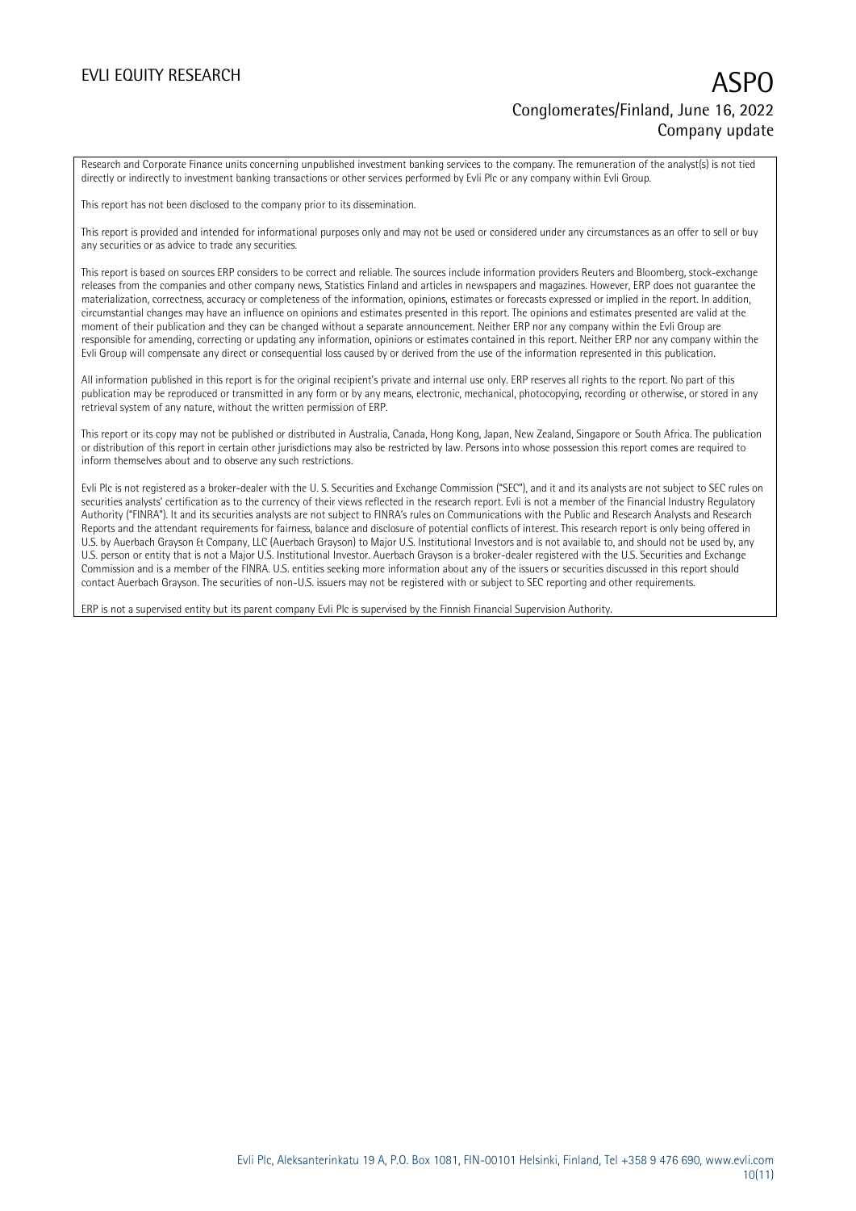Research and Corporate Finance units concerning unpublished investment banking services to the company. The remuneration of the analyst(s) is not tied directly or indirectly to investment banking transactions or other services performed by Evli Plc or any company within Evli Group.

This report has not been disclosed to the company prior to its dissemination.

This report is provided and intended for informational purposes only and may not be used or considered under any circumstances as an offer to sell or buy any securities or as advice to trade any securities.

This report is based on sources ERP considers to be correct and reliable. The sources include information providers Reuters and Bloomberg, stock-exchange releases from the companies and other company news, Statistics Finland and articles in newspapers and magazines. However, ERP does not guarantee the materialization, correctness, accuracy or completeness of the information, opinions, estimates or forecasts expressed or implied in the report. In addition, circumstantial changes may have an influence on opinions and estimates presented in this report. The opinions and estimates presented are valid at the moment of their publication and they can be changed without a separate announcement. Neither ERP nor any company within the Evli Group are responsible for amending, correcting or updating any information, opinions or estimates contained in this report. Neither ERP nor any company within the Evli Group will compensate any direct or consequential loss caused by or derived from the use of the information represented in this publication.

All information published in this report is for the original recipient's private and internal use only. ERP reserves all rights to the report. No part of this publication may be reproduced or transmitted in any form or by any means, electronic, mechanical, photocopying, recording or otherwise, or stored in any retrieval system of any nature, without the written permission of ERP.

This report or its copy may not be published or distributed in Australia, Canada, Hong Kong, Japan, New Zealand, Singapore or South Africa. The publication or distribution of this report in certain other jurisdictions may also be restricted by law. Persons into whose possession this report comes are required to inform themselves about and to observe any such restrictions.

Evli Plc is not registered as a broker-dealer with the U. S. Securities and Exchange Commission ("SEC"), and it and its analysts are not subject to SEC rules on securities analysts' certification as to the currency of their views reflected in the research report. Evli is not a member of the Financial Industry Regulatory Authority ("FINRA"). It and its securities analysts are not subject to FINRA's rules on Communications with the Public and Research Analysts and Research Reports and the attendant requirements for fairness, balance and disclosure of potential conflicts of interest. This research report is only being offered in U.S. by Auerbach Grayson & Company, LLC (Auerbach Grayson) to Major U.S. Institutional Investors and is not available to, and should not be used by, any U.S. person or entity that is not a Major U.S. Institutional Investor. Auerbach Grayson is a broker-dealer registered with the U.S. Securities and Exchange Commission and is a member of the FINRA. U.S. entities seeking more information about any of the issuers or securities discussed in this report should contact Auerbach Grayson. The securities of non-U.S. issuers may not be registered with or subject to SEC reporting and other requirements.

ERP is not a supervised entity but its parent company Evli Plc is supervised by the Finnish Financial Supervision Authority.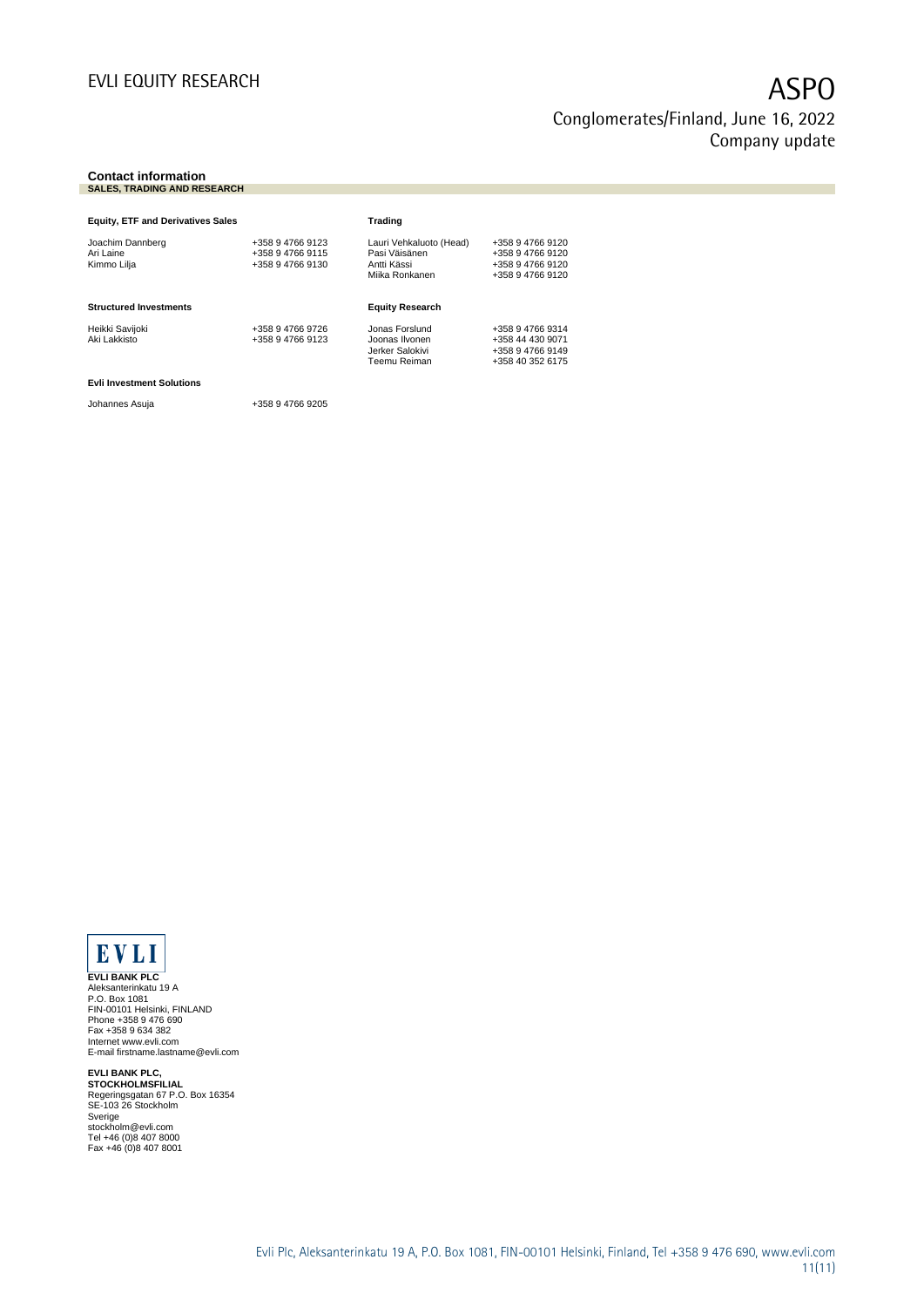## Contact information

**SALES, TRADING AND RESEARCH**

| **Equity, ETF and Derivatives Sales** | | **Trading** | |
|---|---|---|---|
| Joachim Dannberg | +358 9 4766 9123 | Lauri Vehkaluoto (Head) | +358 9 4766 9120 |
| Ari Laine | +358 9 4766 9115 | Pasi Väisänen | +358 9 4766 9120 |
| Kimmo Lilja | +358 9 4766 9130 | Antti Kässi | +358 9 4766 9120 |
| | | Miika Ronkanen | +358 9 4766 9120 |

| **Structured Investments** | | **Equity Research** | |
|---|---|---|---|
| Heikki Savijoki | +358 9 4766 9726 | Jonas Forslund | +358 9 4766 9314 |
| Aki Lakkisto | +358 9 4766 9123 | Joonas Ilvonen | +358 44 430 9071 |
| | | Jerker Salokivi | +358 9 4766 9149 |
| | | Teemu Reiman | +358 40 352 6175 |

**Evli Investment Solutions**

Johannes Asuja +358 9 4766 9205

EVLI

**EVLI BANK PLC**
Aleksanterinkatu 19 A
P.O. Box 1081
FIN-00101 Helsinki, FINLAND
Phone +358 9 476 690
Fax +358 9 634 382
Internet www.evli.com
E-mail firstname.lastname@evli.com

**EVLI BANK PLC, STOCKHOLMSFILIAL**
Regeringsgatan 67 P.O. Box 16354
SE-103 26 Stockholm
Sverige
stockholm@evli.com
Tel +46 (0)8 407 8000
Fax +46 (0)8 407 8001